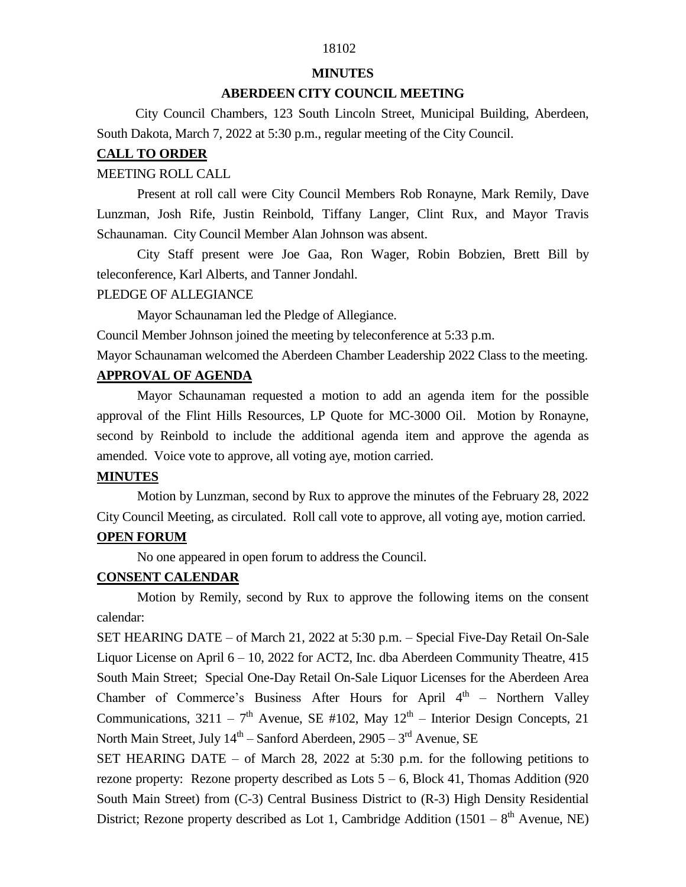# MINUTES

## ABERDEEN CITY COUNCIL MEETING

City Council Chambers, 123 South Lincoln Street, Municipal Building, Aberdeen, South Dakota, March 7, 2022 at 5:30 p.m., regular meeting of the City Council.

**CALL TO ORDER**

MEETING ROLL CALL

Present at roll call were City Council Members Rob Ronayne, Mark Remily, Dave Lunzman, Josh Rife, Justin Reinbold, Tiffany Langer, Clint Rux, and Mayor Travis Schaunaman. City Council Member Alan Johnson was absent.

City Staff present were Joe Gaa, Ron Wager, Robin Bobzien, Brett Bill by teleconference, Karl Alberts, and Tanner Jondahl.

PLEDGE OF ALLEGIANCE

Mayor Schaunaman led the Pledge of Allegiance.

Council Member Johnson joined the meeting by teleconference at 5:33 p.m.

Mayor Schaunaman welcomed the Aberdeen Chamber Leadership 2022 Class to the meeting.

**APPROVAL OF AGENDA**

Mayor Schaunaman requested a motion to add an agenda item for the possible approval of the Flint Hills Resources, LP Quote for MC-3000 Oil. Motion by Ronayne, second by Reinbold to include the additional agenda item and approve the agenda as amended. Voice vote to approve, all voting aye, motion carried.

**MINUTES**

Motion by Lunzman, second by Rux to approve the minutes of the February 28, 2022 City Council Meeting, as circulated. Roll call vote to approve, all voting aye, motion carried.

**OPEN FORUM**

No one appeared in open forum to address the Council.

**CONSENT CALENDAR**

Motion by Remily, second by Rux to approve the following items on the consent calendar:

SET HEARING DATE – of March 21, 2022 at 5:30 p.m. – Special Five-Day Retail On-Sale Liquor License on April 6 – 10, 2022 for ACT2, Inc. dba Aberdeen Community Theatre, 415 South Main Street; Special One-Day Retail On-Sale Liquor Licenses for the Aberdeen Area Chamber of Commerce's Business After Hours for April 4th – Northern Valley Communications, 3211 – 7th Avenue, SE #102, May 12th – Interior Design Concepts, 21 North Main Street, July 14th – Sanford Aberdeen, 2905 – 3rd Avenue, SE

SET HEARING DATE – of March 28, 2022 at 5:30 p.m. for the following petitions to rezone property: Rezone property described as Lots 5 – 6, Block 41, Thomas Addition (920 South Main Street) from (C-3) Central Business District to (R-3) High Density Residential District; Rezone property described as Lot 1, Cambridge Addition (1501 – 8th Avenue, NE)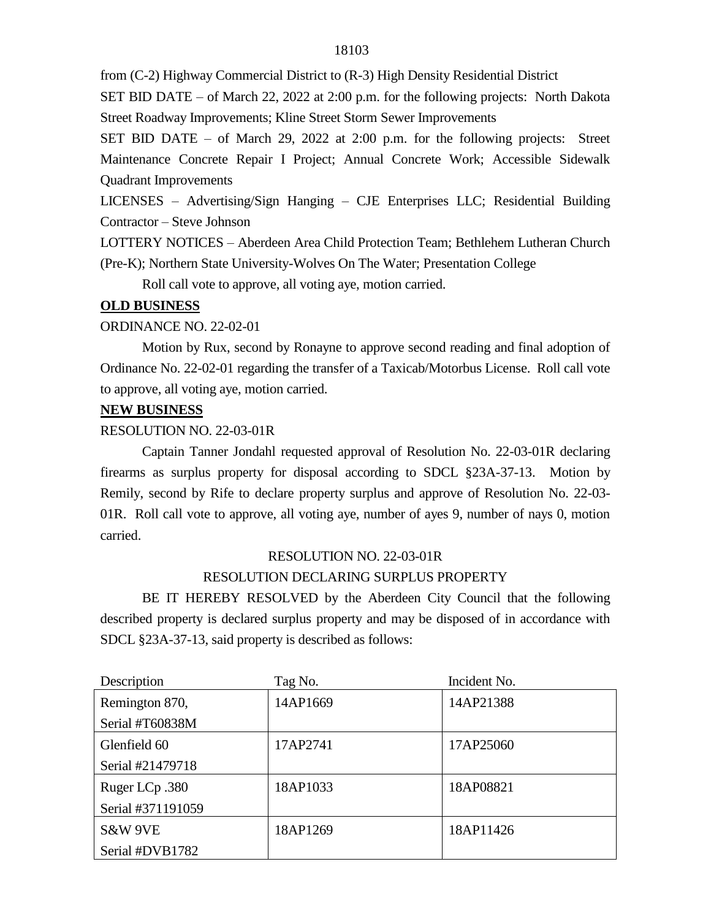from (C-2) Highway Commercial District to (R-3) High Density Residential District

SET BID DATE – of March 22, 2022 at 2:00 p.m. for the following projects: North Dakota Street Roadway Improvements; Kline Street Storm Sewer Improvements

SET BID DATE – of March 29, 2022 at 2:00 p.m. for the following projects: Street Maintenance Concrete Repair I Project; Annual Concrete Work; Accessible Sidewalk Quadrant Improvements

LICENSES – Advertising/Sign Hanging – CJE Enterprises LLC; Residential Building Contractor – Steve Johnson

LOTTERY NOTICES – Aberdeen Area Child Protection Team; Bethlehem Lutheran Church (Pre-K); Northern State University-Wolves On The Water; Presentation College

Roll call vote to approve, all voting aye, motion carried.

**OLD BUSINESS**

ORDINANCE NO. 22-02-01

Motion by Rux, second by Ronayne to approve second reading and final adoption of Ordinance No. 22-02-01 regarding the transfer of a Taxicab/Motorbus License. Roll call vote to approve, all voting aye, motion carried.

**NEW BUSINESS**

RESOLUTION NO. 22-03-01R

Captain Tanner Jondahl requested approval of Resolution No. 22-03-01R declaring firearms as surplus property for disposal according to SDCL §23A-37-13. Motion by Remily, second by Rife to declare property surplus and approve of Resolution No. 22-03-01R. Roll call vote to approve, all voting aye, number of ayes 9, number of nays 0, motion carried.

RESOLUTION NO. 22-03-01R

RESOLUTION DECLARING SURPLUS PROPERTY

BE IT HEREBY RESOLVED by the Aberdeen City Council that the following described property is declared surplus property and may be disposed of in accordance with SDCL §23A-37-13, said property is described as follows:

| Description | Tag No. | Incident No. |
|---|---|---|
| Remington 870, Serial #T60838M | 14AP1669 | 14AP21388 |
| Glenfield 60 Serial #21479718 | 17AP2741 | 17AP25060 |
| Ruger LCp .380 Serial #371191059 | 18AP1033 | 18AP08821 |
| S&W 9VE Serial #DVB1782 | 18AP1269 | 18AP11426 |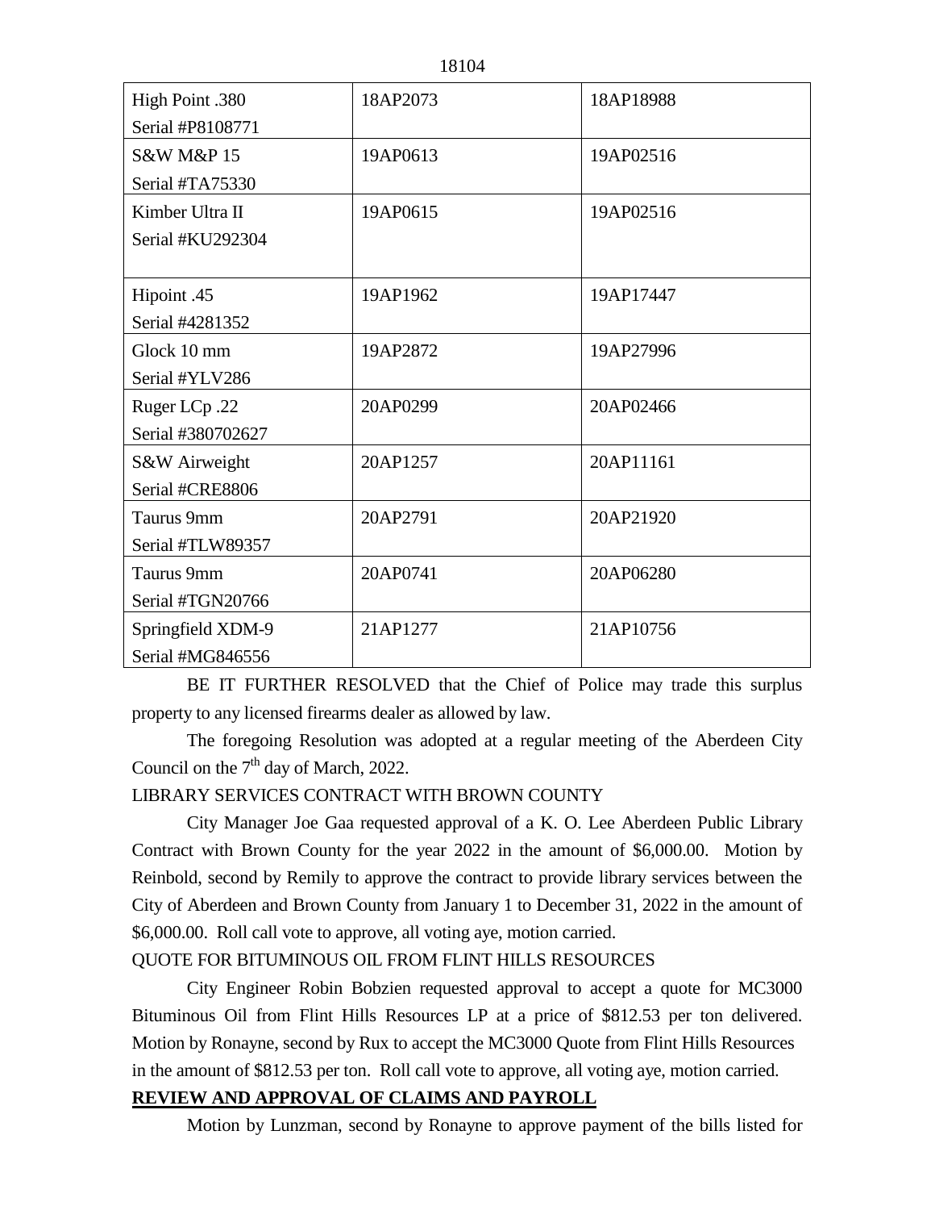| | | |
|---|---|---|
| High Point .380<br>Serial #P8108771 | 18AP2073 | 18AP18988 |
| S&W M&P 15<br>Serial #TA75330 | 19AP0613 | 19AP02516 |
| Kimber Ultra II<br>Serial #KU292304 | 19AP0615 | 19AP02516 |
| Hipoint .45<br>Serial #4281352 | 19AP1962 | 19AP17447 |
| Glock 10 mm<br>Serial #YLV286 | 19AP2872 | 19AP27996 |
| Ruger LCp .22<br>Serial #380702627 | 20AP0299 | 20AP02466 |
| S&W Airweight<br>Serial #CRE8806 | 20AP1257 | 20AP11161 |
| Taurus 9mm<br>Serial #TLW89357 | 20AP2791 | 20AP21920 |
| Taurus 9mm<br>Serial #TGN20766 | 20AP0741 | 20AP06280 |
| Springfield XDM-9<br>Serial #MG846556 | 21AP1277 | 21AP10756 |

BE IT FURTHER RESOLVED that the Chief of Police may trade this surplus property to any licensed firearms dealer as allowed by law.

The foregoing Resolution was adopted at a regular meeting of the Aberdeen City Council on the 7th day of March, 2022.

LIBRARY SERVICES CONTRACT WITH BROWN COUNTY

City Manager Joe Gaa requested approval of a K. O. Lee Aberdeen Public Library Contract with Brown County for the year 2022 in the amount of $6,000.00. Motion by Reinbold, second by Remily to approve the contract to provide library services between the City of Aberdeen and Brown County from January 1 to December 31, 2022 in the amount of $6,000.00. Roll call vote to approve, all voting aye, motion carried.

QUOTE FOR BITUMINOUS OIL FROM FLINT HILLS RESOURCES

City Engineer Robin Bobzien requested approval to accept a quote for MC3000 Bituminous Oil from Flint Hills Resources LP at a price of $812.53 per ton delivered. Motion by Ronayne, second by Rux to accept the MC3000 Quote from Flint Hills Resources in the amount of $812.53 per ton. Roll call vote to approve, all voting aye, motion carried.

**REVIEW AND APPROVAL OF CLAIMS AND PAYROLL**

Motion by Lunzman, second by Ronayne to approve payment of the bills listed for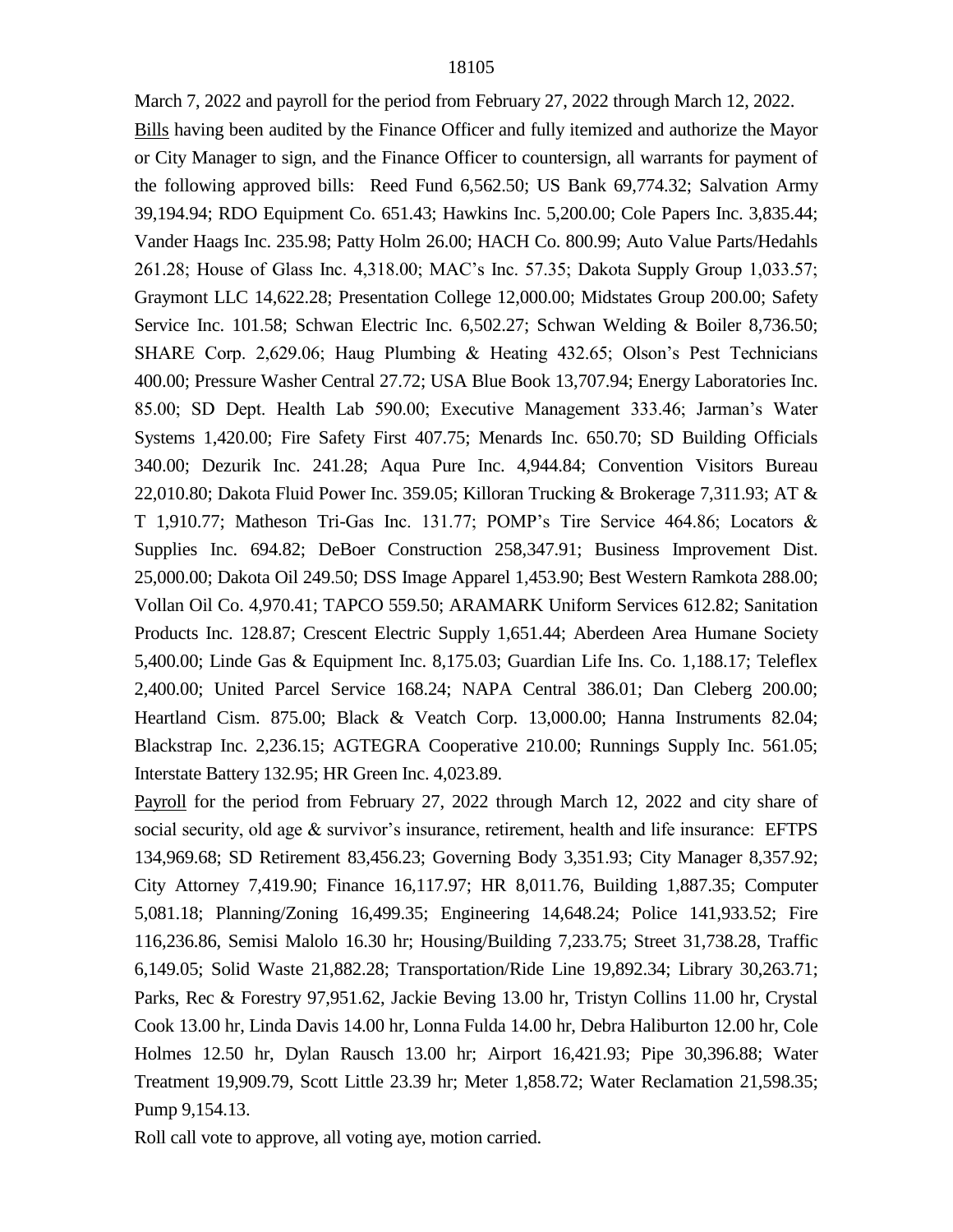March 7, 2022 and payroll for the period from February 27, 2022 through March 12, 2022.

Bills having been audited by the Finance Officer and fully itemized and authorize the Mayor or City Manager to sign, and the Finance Officer to countersign, all warrants for payment of the following approved bills: Reed Fund 6,562.50; US Bank 69,774.32; Salvation Army 39,194.94; RDO Equipment Co. 651.43; Hawkins Inc. 5,200.00; Cole Papers Inc. 3,835.44; Vander Haags Inc. 235.98; Patty Holm 26.00; HACH Co. 800.99; Auto Value Parts/Hedahls 261.28; House of Glass Inc. 4,318.00; MAC's Inc. 57.35; Dakota Supply Group 1,033.57; Graymont LLC 14,622.28; Presentation College 12,000.00; Midstates Group 200.00; Safety Service Inc. 101.58; Schwan Electric Inc. 6,502.27; Schwan Welding & Boiler 8,736.50; SHARE Corp. 2,629.06; Haug Plumbing & Heating 432.65; Olson's Pest Technicians 400.00; Pressure Washer Central 27.72; USA Blue Book 13,707.94; Energy Laboratories Inc. 85.00; SD Dept. Health Lab 590.00; Executive Management 333.46; Jarman's Water Systems 1,420.00; Fire Safety First 407.75; Menards Inc. 650.70; SD Building Officials 340.00; Dezurik Inc. 241.28; Aqua Pure Inc. 4,944.84; Convention Visitors Bureau 22,010.80; Dakota Fluid Power Inc. 359.05; Killoran Trucking & Brokerage 7,311.93; AT & T 1,910.77; Matheson Tri-Gas Inc. 131.77; POMP's Tire Service 464.86; Locators & Supplies Inc. 694.82; DeBoer Construction 258,347.91; Business Improvement Dist. 25,000.00; Dakota Oil 249.50; DSS Image Apparel 1,453.90; Best Western Ramkota 288.00; Vollan Oil Co. 4,970.41; TAPCO 559.50; ARAMARK Uniform Services 612.82; Sanitation Products Inc. 128.87; Crescent Electric Supply 1,651.44; Aberdeen Area Humane Society 5,400.00; Linde Gas & Equipment Inc. 8,175.03; Guardian Life Ins. Co. 1,188.17; Teleflex 2,400.00; United Parcel Service 168.24; NAPA Central 386.01; Dan Cleberg 200.00; Heartland Cism. 875.00; Black & Veatch Corp. 13,000.00; Hanna Instruments 82.04; Blackstrap Inc. 2,236.15; AGTEGRA Cooperative 210.00; Runnings Supply Inc. 561.05; Interstate Battery 132.95; HR Green Inc. 4,023.89.

Payroll for the period from February 27, 2022 through March 12, 2022 and city share of social security, old age & survivor's insurance, retirement, health and life insurance: EFTPS 134,969.68; SD Retirement 83,456.23; Governing Body 3,351.93; City Manager 8,357.92; City Attorney 7,419.90; Finance 16,117.97; HR 8,011.76, Building 1,887.35; Computer 5,081.18; Planning/Zoning 16,499.35; Engineering 14,648.24; Police 141,933.52; Fire 116,236.86, Semisi Malolo 16.30 hr; Housing/Building 7,233.75; Street 31,738.28, Traffic 6,149.05; Solid Waste 21,882.28; Transportation/Ride Line 19,892.34; Library 30,263.71; Parks, Rec & Forestry 97,951.62, Jackie Beving 13.00 hr, Tristyn Collins 11.00 hr, Crystal Cook 13.00 hr, Linda Davis 14.00 hr, Lonna Fulda 14.00 hr, Debra Haliburton 12.00 hr, Cole Holmes 12.50 hr, Dylan Rausch 13.00 hr; Airport 16,421.93; Pipe 30,396.88; Water Treatment 19,909.79, Scott Little 23.39 hr; Meter 1,858.72; Water Reclamation 21,598.35; Pump 9,154.13.

Roll call vote to approve, all voting aye, motion carried.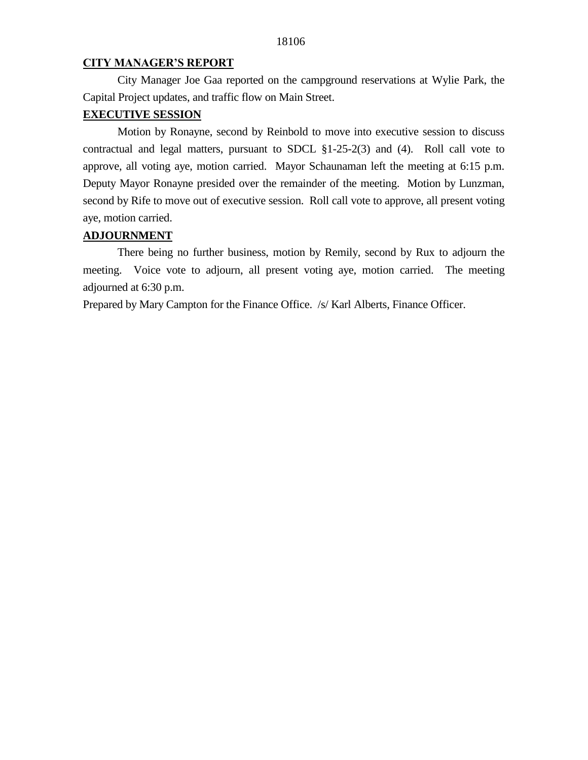**CITY MANAGER'S REPORT**

City Manager Joe Gaa reported on the campground reservations at Wylie Park, the Capital Project updates, and traffic flow on Main Street.

**EXECUTIVE SESSION**

Motion by Ronayne, second by Reinbold to move into executive session to discuss contractual and legal matters, pursuant to SDCL §1-25-2(3) and (4). Roll call vote to approve, all voting aye, motion carried. Mayor Schaunaman left the meeting at 6:15 p.m. Deputy Mayor Ronayne presided over the remainder of the meeting. Motion by Lunzman, second by Rife to move out of executive session. Roll call vote to approve, all present voting aye, motion carried.

**ADJOURNMENT**

There being no further business, motion by Remily, second by Rux to adjourn the meeting. Voice vote to adjourn, all present voting aye, motion carried. The meeting adjourned at 6:30 p.m.

Prepared by Mary Campton for the Finance Office. /s/ Karl Alberts, Finance Officer.